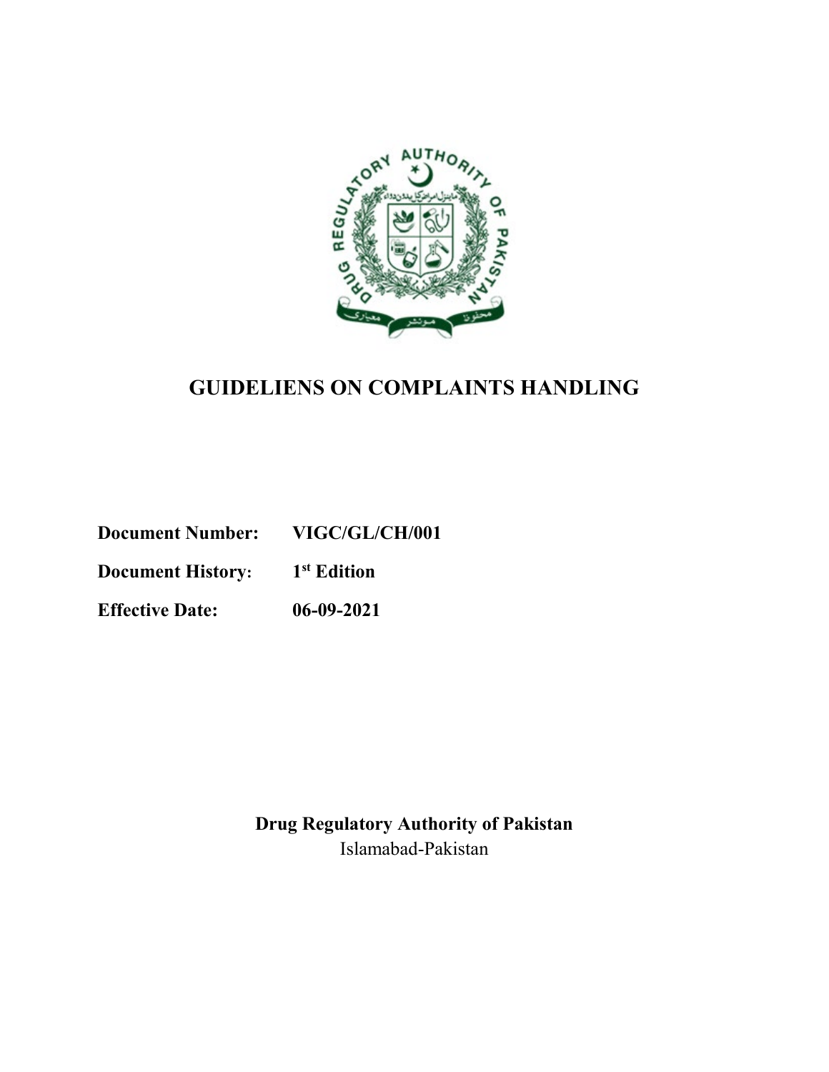# GUIDELIENS ON COMPLAINTS HANDLING

**Document Number:** **VIGC/GL/CH/001**

**Document History:** **1st Edition**

**Effective Date:** **06-09-2021**

**Drug Regulatory Authority of Pakistan**

Islamabad-Pakistan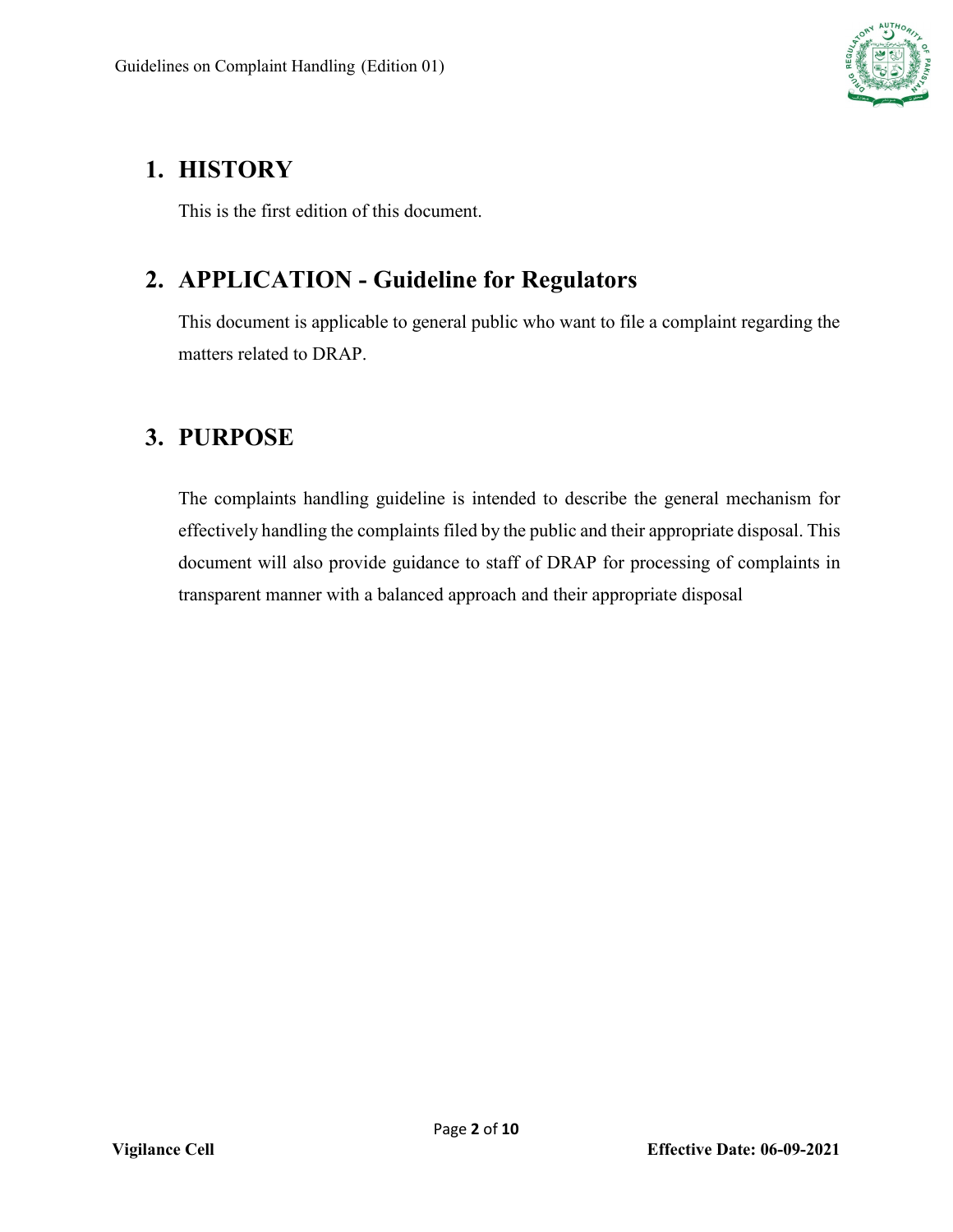## 1. HISTORY

This is the first edition of this document.

## 2. APPLICATION - Guideline for Regulators

This document is applicable to general public who want to file a complaint regarding the matters related to DRAP.

## 3. PURPOSE

The complaints handling guideline is intended to describe the general mechanism for effectively handling the complaints filed by the public and their appropriate disposal. This document will also provide guidance to staff of DRAP for processing of complaints in transparent manner with a balanced approach and their appropriate disposal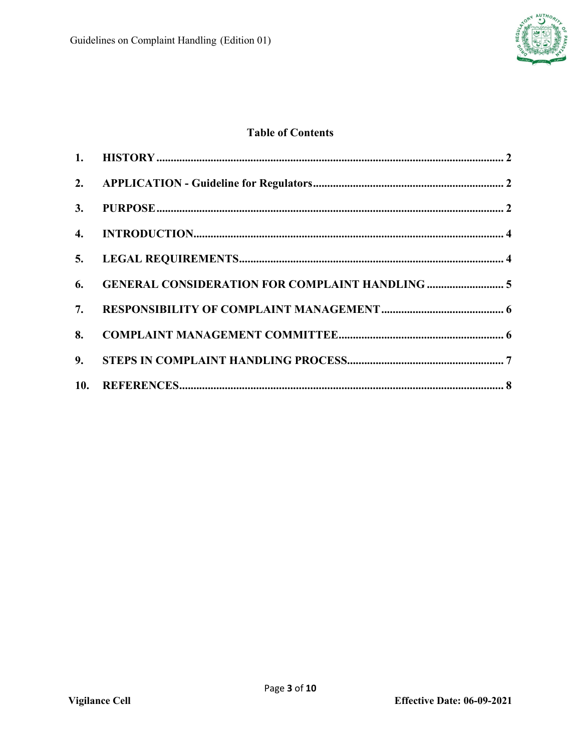**Table of Contents**

1. **HISTORY** ........ 2
2. **APPLICATION - Guideline for Regulators** ........ 2
3. **PURPOSE** ........ 2
4. **INTRODUCTION** ........ 4
5. **LEGAL REQUIREMENTS** ........ 4
6. **GENERAL CONSIDERATION FOR COMPLAINT HANDLING** ........ 5
7. **RESPONSIBILITY OF COMPLAINT MANAGEMENT** ........ 6
8. **COMPLAINT MANAGEMENT COMMITTEE** ........ 6
9. **STEPS IN COMPLAINT HANDLING PROCESS** ........ 7
10. **REFERENCES** ........ 8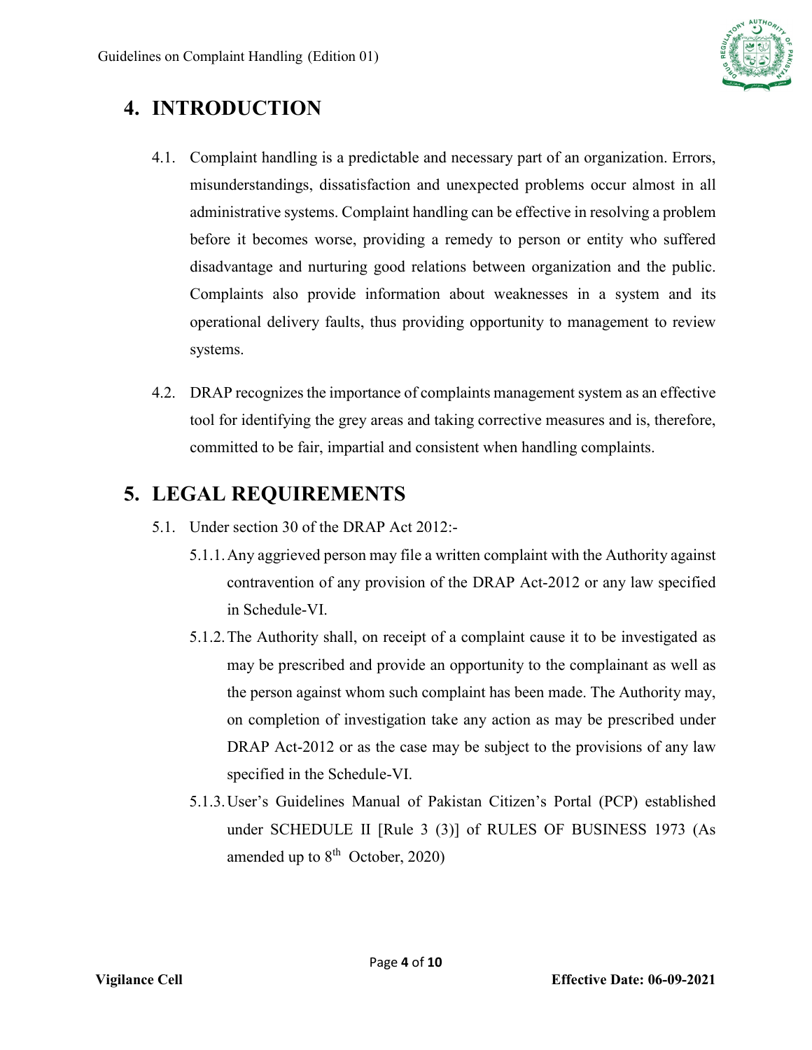# 4. INTRODUCTION

4.1. Complaint handling is a predictable and necessary part of an organization. Errors, misunderstandings, dissatisfaction and unexpected problems occur almost in all administrative systems. Complaint handling can be effective in resolving a problem before it becomes worse, providing a remedy to person or entity who suffered disadvantage and nurturing good relations between organization and the public. Complaints also provide information about weaknesses in a system and its operational delivery faults, thus providing opportunity to management to review systems.

4.2. DRAP recognizes the importance of complaints management system as an effective tool for identifying the grey areas and taking corrective measures and is, therefore, committed to be fair, impartial and consistent when handling complaints.

# 5. LEGAL REQUIREMENTS

5.1. Under section 30 of the DRAP Act 2012:-

5.1.1. Any aggrieved person may file a written complaint with the Authority against contravention of any provision of the DRAP Act-2012 or any law specified in Schedule-VI.

5.1.2. The Authority shall, on receipt of a complaint cause it to be investigated as may be prescribed and provide an opportunity to the complainant as well as the person against whom such complaint has been made. The Authority may, on completion of investigation take any action as may be prescribed under DRAP Act-2012 or as the case may be subject to the provisions of any law specified in the Schedule-VI.

5.1.3. User's Guidelines Manual of Pakistan Citizen's Portal (PCP) established under SCHEDULE II [Rule 3 (3)] of RULES OF BUSINESS 1973 (As amended up to 8th October, 2020)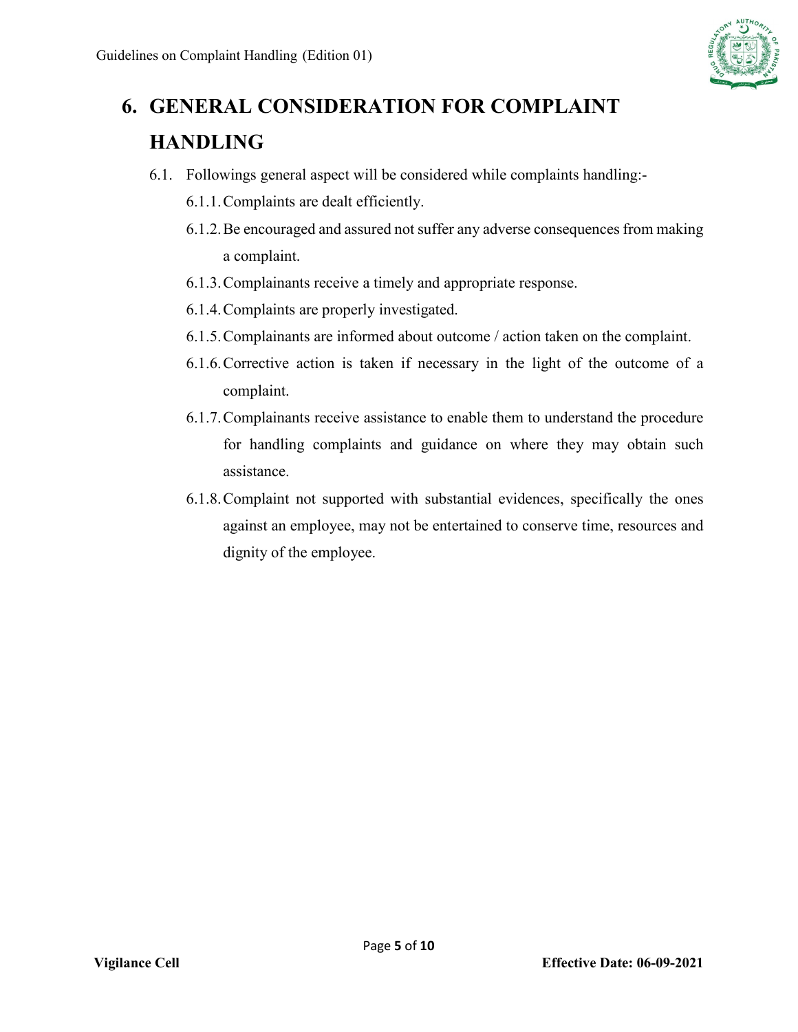# 6. GENERAL CONSIDERATION FOR COMPLAINT HANDLING

6.1. Followings general aspect will be considered while complaints handling:-

6.1.1. Complaints are dealt efficiently.

6.1.2. Be encouraged and assured not suffer any adverse consequences from making a complaint.

6.1.3. Complainants receive a timely and appropriate response.

6.1.4. Complaints are properly investigated.

6.1.5. Complainants are informed about outcome / action taken on the complaint.

6.1.6. Corrective action is taken if necessary in the light of the outcome of a complaint.

6.1.7. Complainants receive assistance to enable them to understand the procedure for handling complaints and guidance on where they may obtain such assistance.

6.1.8. Complaint not supported with substantial evidences, specifically the ones against an employee, may not be entertained to conserve time, resources and dignity of the employee.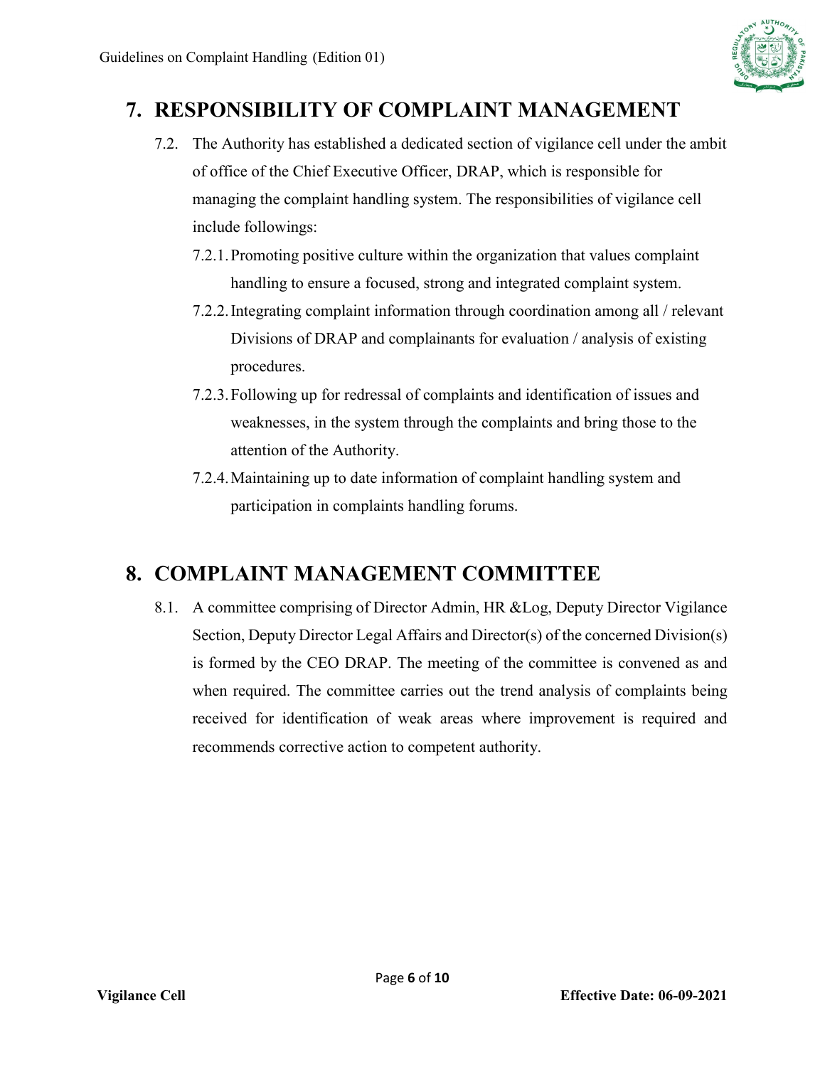# 7. RESPONSIBILITY OF COMPLAINT MANAGEMENT

7.2. The Authority has established a dedicated section of vigilance cell under the ambit of office of the Chief Executive Officer, DRAP, which is responsible for managing the complaint handling system. The responsibilities of vigilance cell include followings:

7.2.1. Promoting positive culture within the organization that values complaint handling to ensure a focused, strong and integrated complaint system.

7.2.2. Integrating complaint information through coordination among all / relevant Divisions of DRAP and complainants for evaluation / analysis of existing procedures.

7.2.3. Following up for redressal of complaints and identification of issues and weaknesses, in the system through the complaints and bring those to the attention of the Authority.

7.2.4. Maintaining up to date information of complaint handling system and participation in complaints handling forums.

# 8. COMPLAINT MANAGEMENT COMMITTEE

8.1. A committee comprising of Director Admin, HR &Log, Deputy Director Vigilance Section, Deputy Director Legal Affairs and Director(s) of the concerned Division(s) is formed by the CEO DRAP. The meeting of the committee is convened as and when required. The committee carries out the trend analysis of complaints being received for identification of weak areas where improvement is required and recommends corrective action to competent authority.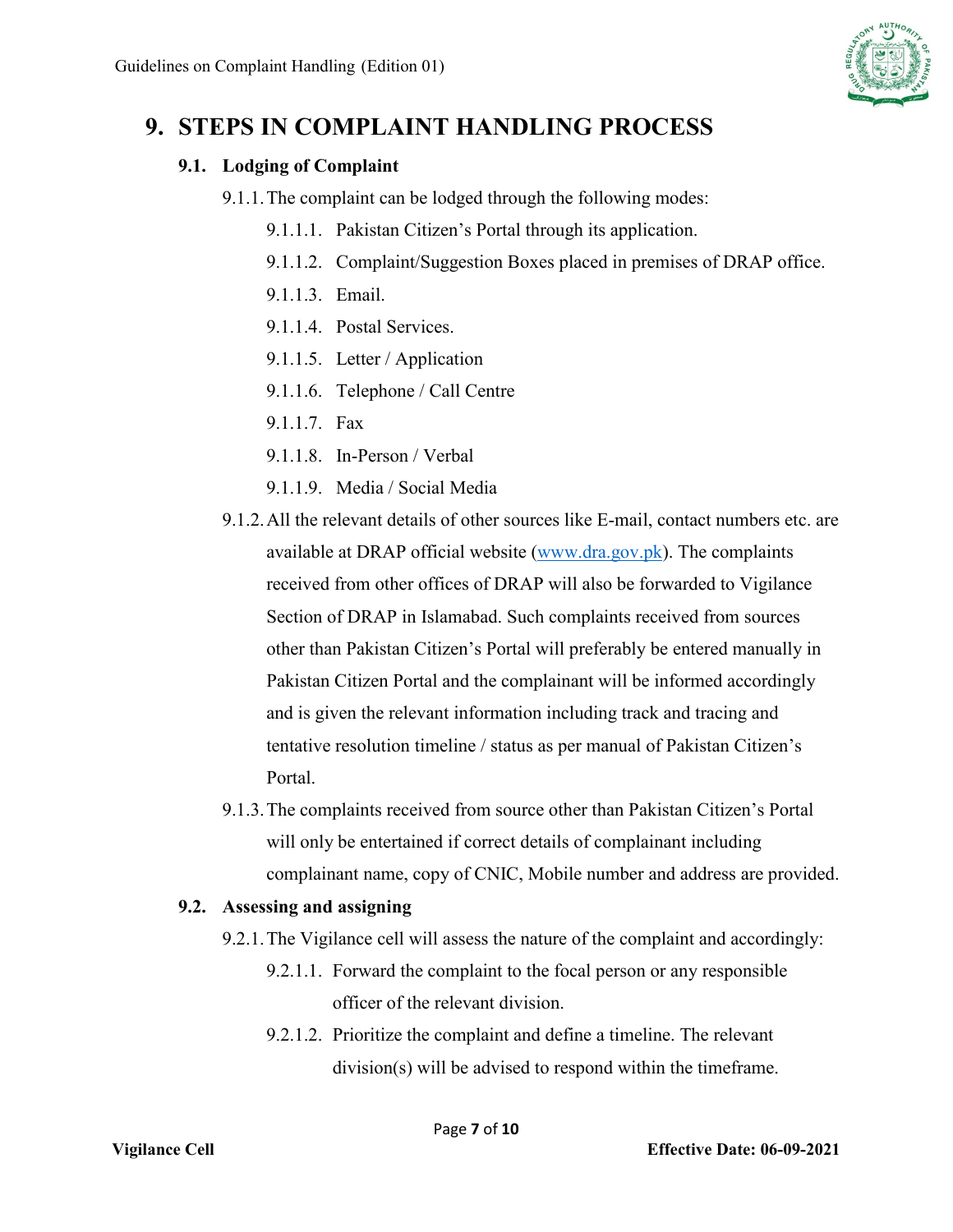# 9. STEPS IN COMPLAINT HANDLING PROCESS

## 9.1. Lodging of Complaint

9.1.1. The complaint can be lodged through the following modes:

- 9.1.1.1. Pakistan Citizen's Portal through its application.
- 9.1.1.2. Complaint/Suggestion Boxes placed in premises of DRAP office.
- 9.1.1.3. Email.
- 9.1.1.4. Postal Services.
- 9.1.1.5. Letter / Application
- 9.1.1.6. Telephone / Call Centre
- 9.1.1.7. Fax
- 9.1.1.8. In-Person / Verbal
- 9.1.1.9. Media / Social Media

9.1.2. All the relevant details of other sources like E-mail, contact numbers etc. are available at DRAP official website (www.dra.gov.pk). The complaints received from other offices of DRAP will also be forwarded to Vigilance Section of DRAP in Islamabad. Such complaints received from sources other than Pakistan Citizen's Portal will preferably be entered manually in Pakistan Citizen Portal and the complainant will be informed accordingly and is given the relevant information including track and tracing and tentative resolution timeline / status as per manual of Pakistan Citizen's Portal.

9.1.3. The complaints received from source other than Pakistan Citizen's Portal will only be entertained if correct details of complainant including complainant name, copy of CNIC, Mobile number and address are provided.

## 9.2. Assessing and assigning

9.2.1. The Vigilance cell will assess the nature of the complaint and accordingly:

- 9.2.1.1. Forward the complaint to the focal person or any responsible officer of the relevant division.
- 9.2.1.2. Prioritize the complaint and define a timeline. The relevant division(s) will be advised to respond within the timeframe.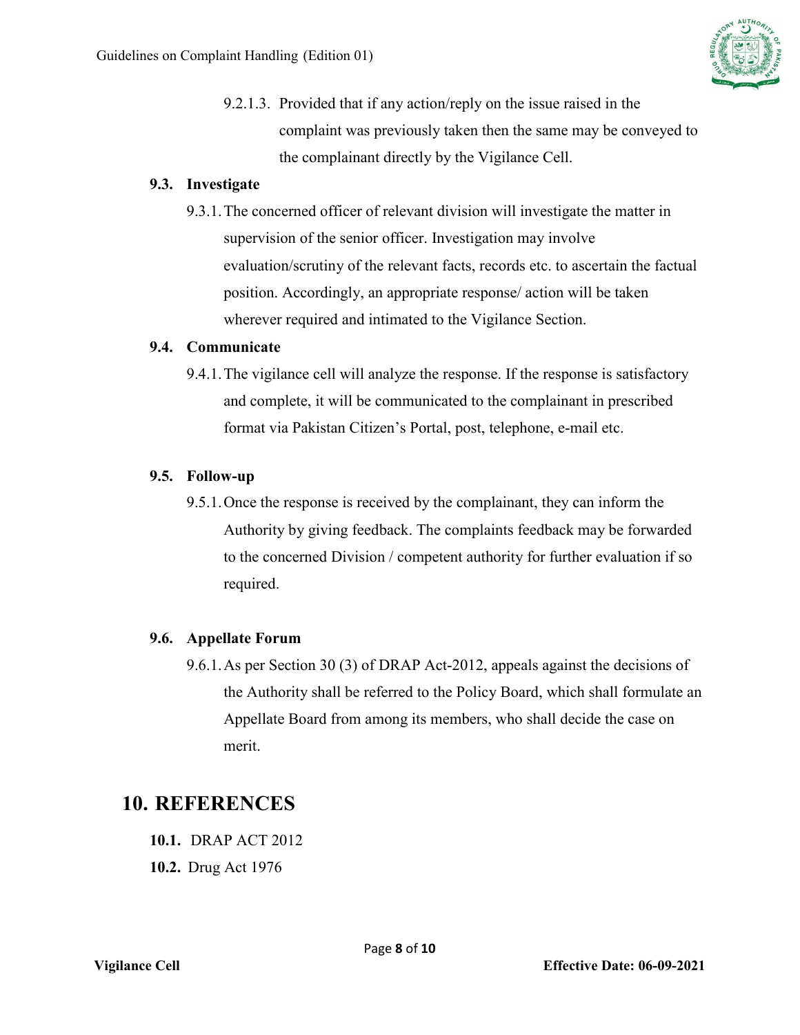9.2.1.3. Provided that if any action/reply on the issue raised in the complaint was previously taken then the same may be conveyed to the complainant directly by the Vigilance Cell.

### 9.3. Investigate

9.3.1. The concerned officer of relevant division will investigate the matter in supervision of the senior officer. Investigation may involve evaluation/scrutiny of the relevant facts, records etc. to ascertain the factual position. Accordingly, an appropriate response/ action will be taken wherever required and intimated to the Vigilance Section.

### 9.4. Communicate

9.4.1. The vigilance cell will analyze the response. If the response is satisfactory and complete, it will be communicated to the complainant in prescribed format via Pakistan Citizen's Portal, post, telephone, e-mail etc.

### 9.5. Follow-up

9.5.1. Once the response is received by the complainant, they can inform the Authority by giving feedback. The complaints feedback may be forwarded to the concerned Division / competent authority for further evaluation if so required.

### 9.6. Appellate Forum

9.6.1. As per Section 30 (3) of DRAP Act-2012, appeals against the decisions of the Authority shall be referred to the Policy Board, which shall formulate an Appellate Board from among its members, who shall decide the case on merit.

## 10. REFERENCES

**10.1.** DRAP ACT 2012

**10.2.** Drug Act 1976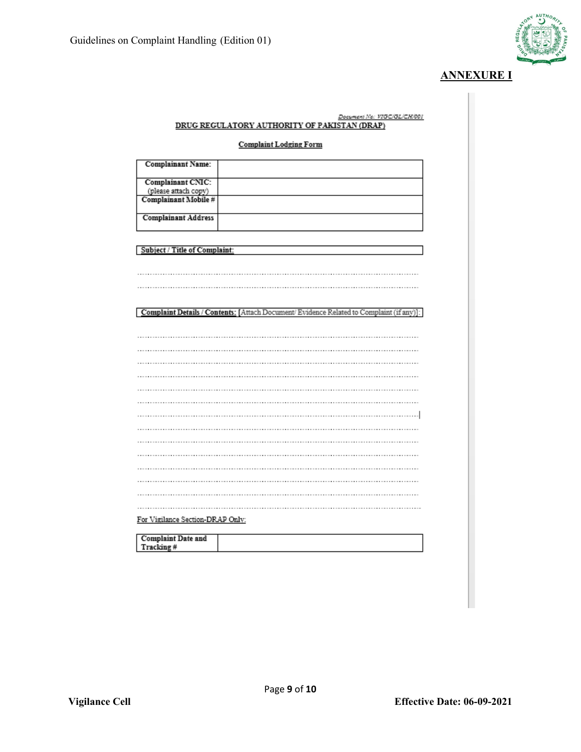## ANNEXURE I

*Document No: VIGC/GL/CH/001*

**DRUG REGULATORY AUTHORITY OF PAKISTAN (DRAP)**

**Complaint Lodging Form**

| | |
|---|---|
| **Complainant Name:** | |
| **Complainant CNIC:** (please attach copy) | |
| **Complainant Mobile #** | |
| **Complainant Address** | |

**Subject / Title of Complaint:**

........................................................................................................................

........................................................................................................................

**Complaint Details / Contents:** [Attach Document/ Evidence Related to Complaint (if any)]:

........................................................................................................................

........................................................................................................................

........................................................................................................................

........................................................................................................................

........................................................................................................................

........................................................................................................................

........................................................................................................................

........................................................................................................................

........................................................................................................................

........................................................................................................................

........................................................................................................................

........................................................................................................................

........................................................................................................................

........................................................................................................................

For Vigilance Section-DRAP Only:

| | |
|---|---|
| **Complaint Date and Tracking #** | |

**Vigilance Cell** **Effective Date: 06-09-2021**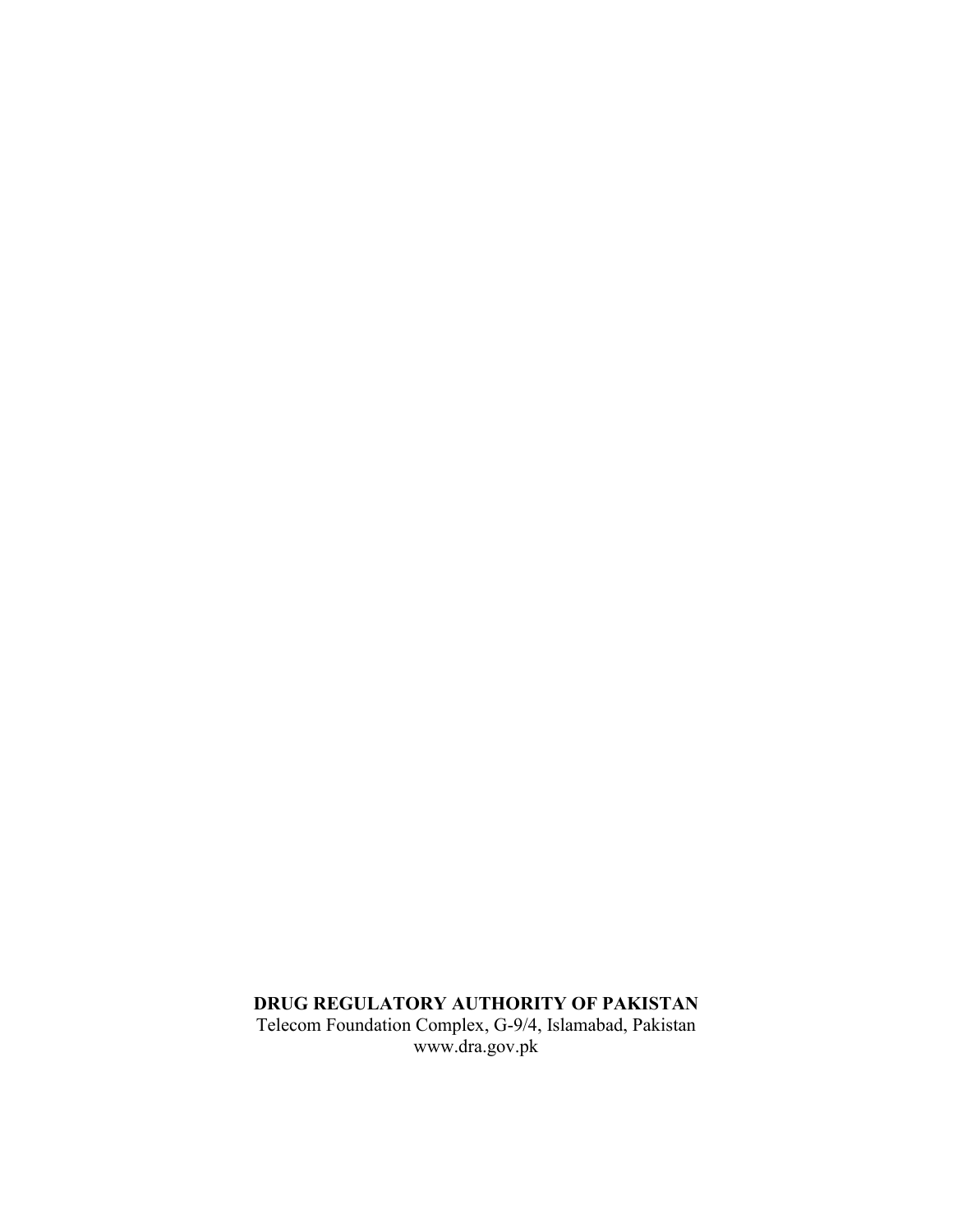**DRUG REGULATORY AUTHORITY OF PAKISTAN**
Telecom Foundation Complex, G-9/4, Islamabad, Pakistan
www.dra.gov.pk